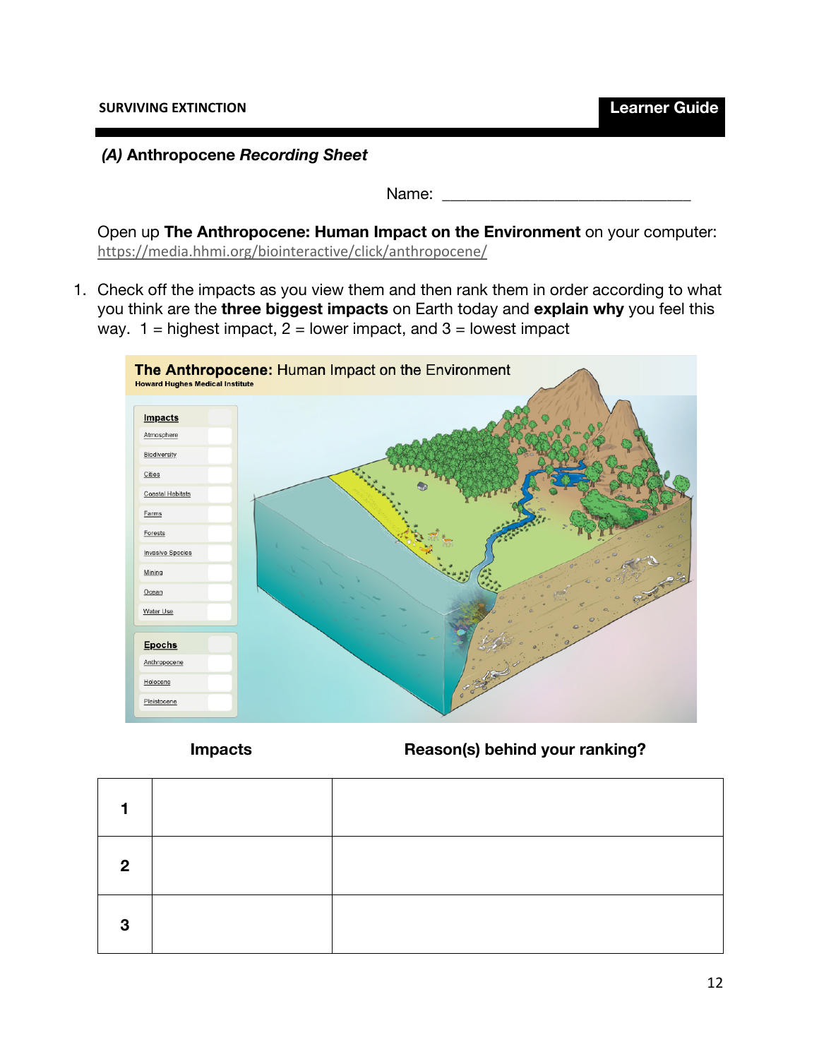**SURVIVING EXTINCTION** | **Learner Guide**

### *(A)* Anthropocene *Recording Sheet*

Name: ______________________________

Open up **The Anthropocene: Human Impact on the Environment** on your computer: https://media.hhmi.org/biointeractive/click/anthropocene/

1. Check off the impacts as you view them and then rank them in order according to what you think are the **three biggest impacts** on Earth today and **explain why** you feel this way. 1 = highest impact, 2 = lower impact, and 3 = lowest impact

**The Anthropocene:** Human Impact on the Environment
Howard Hughes Medical Institute

Impacts
- Atmosphere
- Biodiversity
- Cities
- Coastal Habitats
- Farms
- Forests
- Invasive Species
- Mining
- Ocean
- Water Use

Epochs
- Anthropocene
- Holocene
- Pleistocene

| | **Impacts** | **Reason(s) behind your ranking?** |
|---|---|---|
| **1** | | |
| **2** | | |
| **3** | | |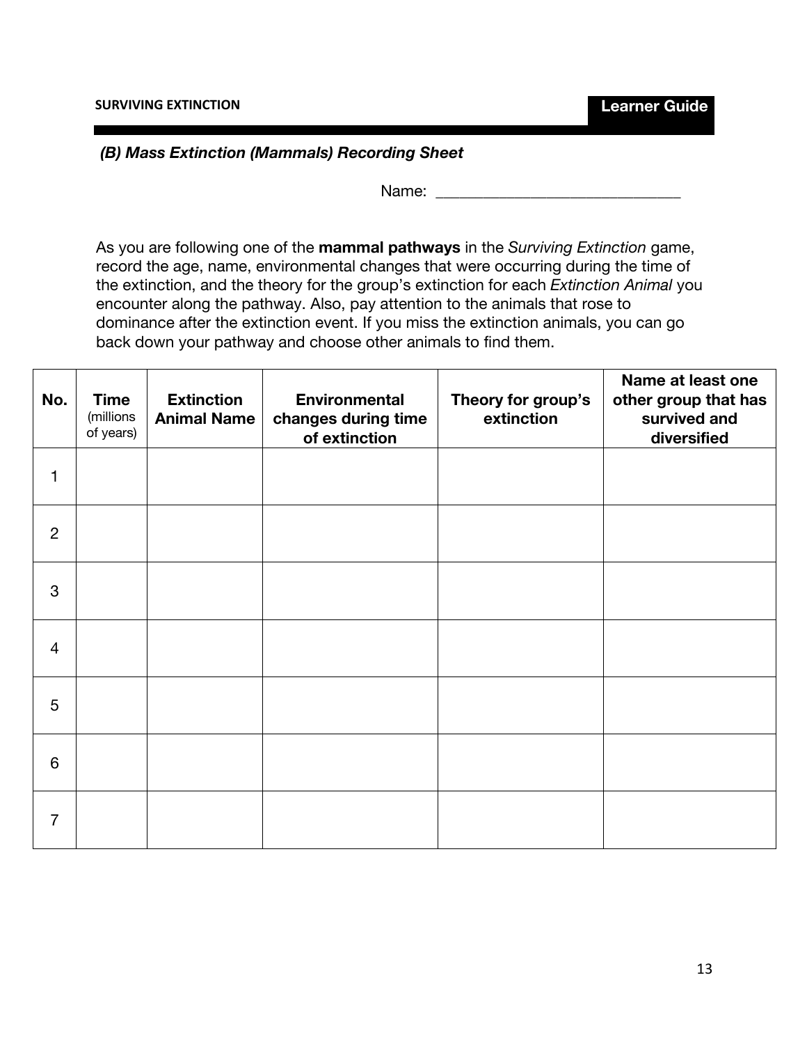*(B) Mass Extinction (Mammals) Recording Sheet*

Name: ______________________________

As you are following one of the **mammal pathways** in the *Surviving Extinction* game, record the age, name, environmental changes that were occurring during the time of the extinction, and the theory for the group's extinction for each *Extinction Animal* you encounter along the pathway. Also, pay attention to the animals that rose to dominance after the extinction event. If you miss the extinction animals, you can go back down your pathway and choose other animals to find them.

| No. | Time (millions of years) | Extinction Animal Name | Environmental changes during time of extinction | Theory for group's extinction | Name at least one other group that has survived and diversified |
|---|---|---|---|---|---|
| 1 | | | | | |
| 2 | | | | | |
| 3 | | | | | |
| 4 | | | | | |
| 5 | | | | | |
| 6 | | | | | |
| 7 | | | | | |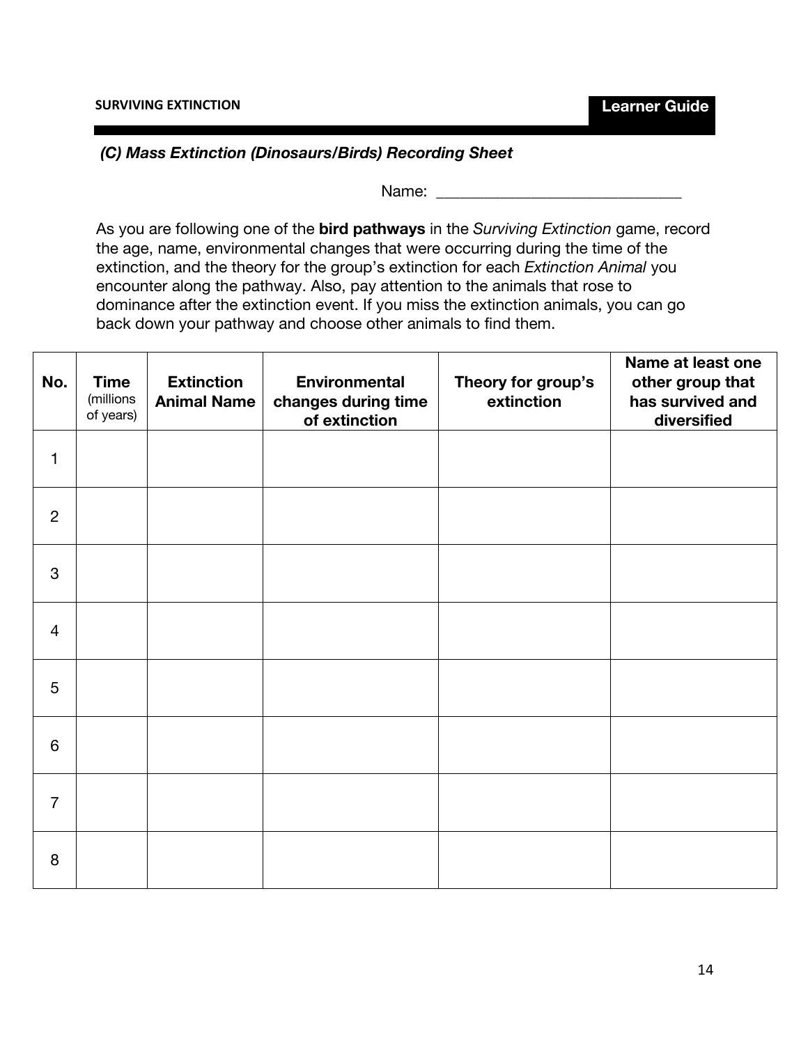### *(C) Mass Extinction (Dinosaurs/Birds) Recording Sheet*

Name: ______________________________

As you are following one of the **bird pathways** in the *Surviving Extinction* game, record the age, name, environmental changes that were occurring during the time of the extinction, and the theory for the group's extinction for each *Extinction Animal* you encounter along the pathway. Also, pay attention to the animals that rose to dominance after the extinction event. If you miss the extinction animals, you can go back down your pathway and choose other animals to find them.

| No. | Time (millions of years) | Extinction Animal Name | Environmental changes during time of extinction | Theory for group's extinction | Name at least one other group that has survived and diversified |
|---|---|---|---|---|---|
| 1 | | | | | |
| 2 | | | | | |
| 3 | | | | | |
| 4 | | | | | |
| 5 | | | | | |
| 6 | | | | | |
| 7 | | | | | |
| 8 | | | | | |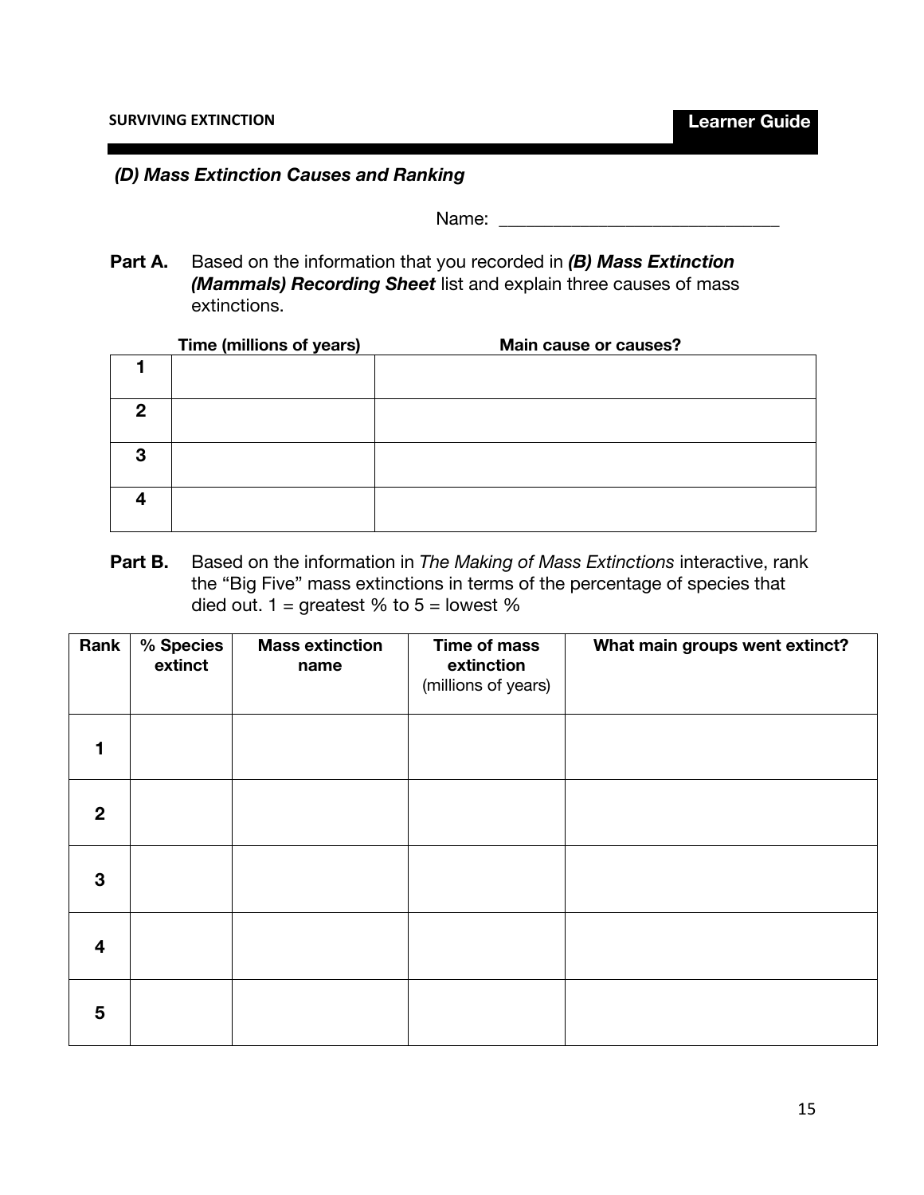### *(D) Mass Extinction Causes and Ranking*

Name: ______________________________

**Part A.** Based on the information that you recorded in ***(B) Mass Extinction (Mammals) Recording Sheet*** list and explain three causes of mass extinctions.

| | Time (millions of years) | Main cause or causes? |
|---|---|---|
| **1** | | |
| **2** | | |
| **3** | | |
| **4** | | |

**Part B.** Based on the information in *The Making of Mass Extinctions* interactive, rank the "Big Five" mass extinctions in terms of the percentage of species that died out. 1 = greatest % to 5 = lowest %

| Rank | % Species extinct | Mass extinction name | Time of mass extinction (millions of years) | What main groups went extinct? |
|---|---|---|---|---|
| **1** | | | | |
| **2** | | | | |
| **3** | | | | |
| **4** | | | | |
| **5** | | | | |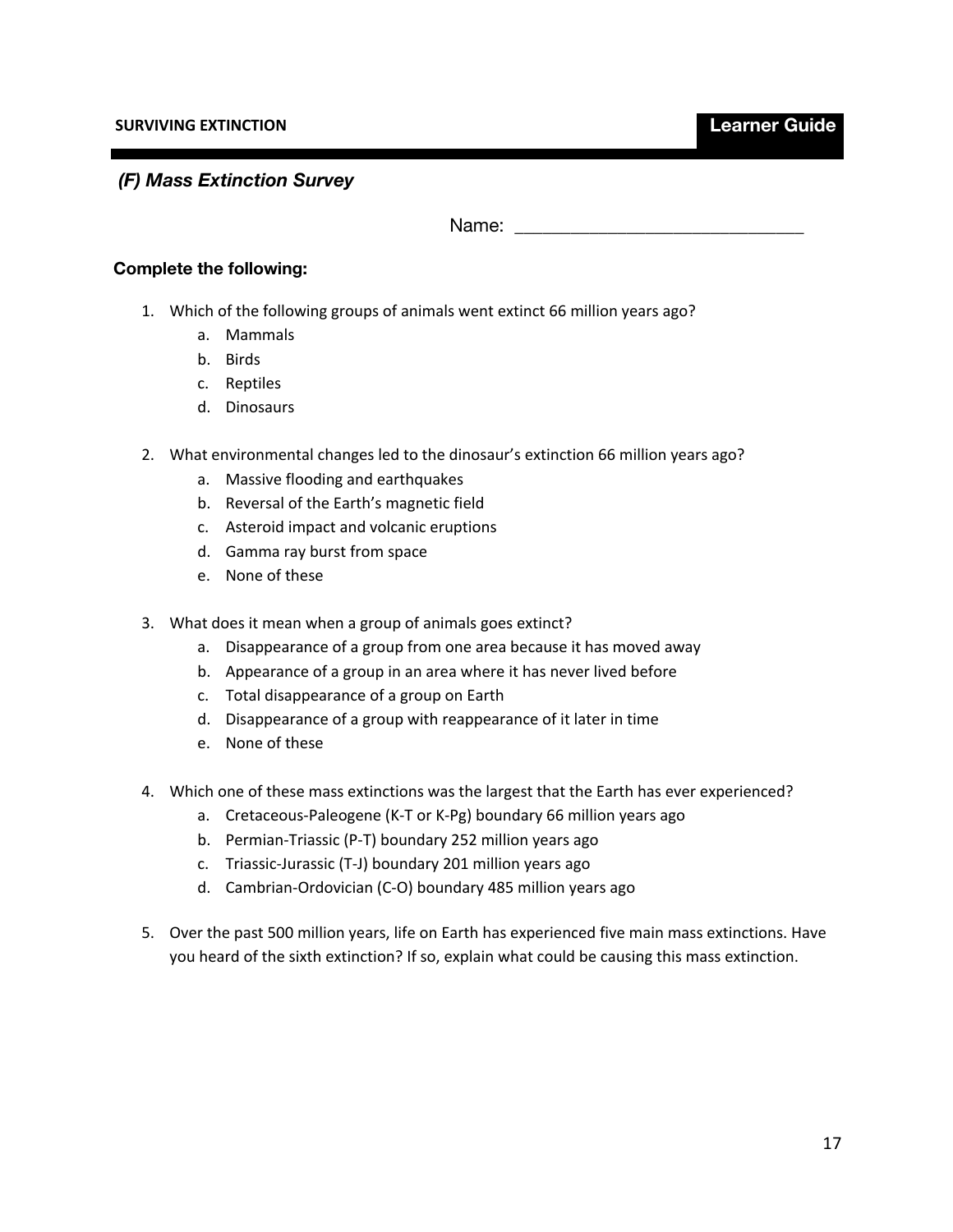### *(F) Mass Extinction Survey*

Name: ______________________________

**Complete the following:**

1. Which of the following groups of animals went extinct 66 million years ago?
   a. Mammals
   b. Birds
   c. Reptiles
   d. Dinosaurs

2. What environmental changes led to the dinosaur's extinction 66 million years ago?
   a. Massive flooding and earthquakes
   b. Reversal of the Earth's magnetic field
   c. Asteroid impact and volcanic eruptions
   d. Gamma ray burst from space
   e. None of these

3. What does it mean when a group of animals goes extinct?
   a. Disappearance of a group from one area because it has moved away
   b. Appearance of a group in an area where it has never lived before
   c. Total disappearance of a group on Earth
   d. Disappearance of a group with reappearance of it later in time
   e. None of these

4. Which one of these mass extinctions was the largest that the Earth has ever experienced?
   a. Cretaceous-Paleogene (K-T or K-Pg) boundary 66 million years ago
   b. Permian-Triassic (P-T) boundary 252 million years ago
   c. Triassic-Jurassic (T-J) boundary 201 million years ago
   d. Cambrian-Ordovician (C-O) boundary 485 million years ago

5. Over the past 500 million years, life on Earth has experienced five main mass extinctions. Have you heard of the sixth extinction? If so, explain what could be causing this mass extinction.